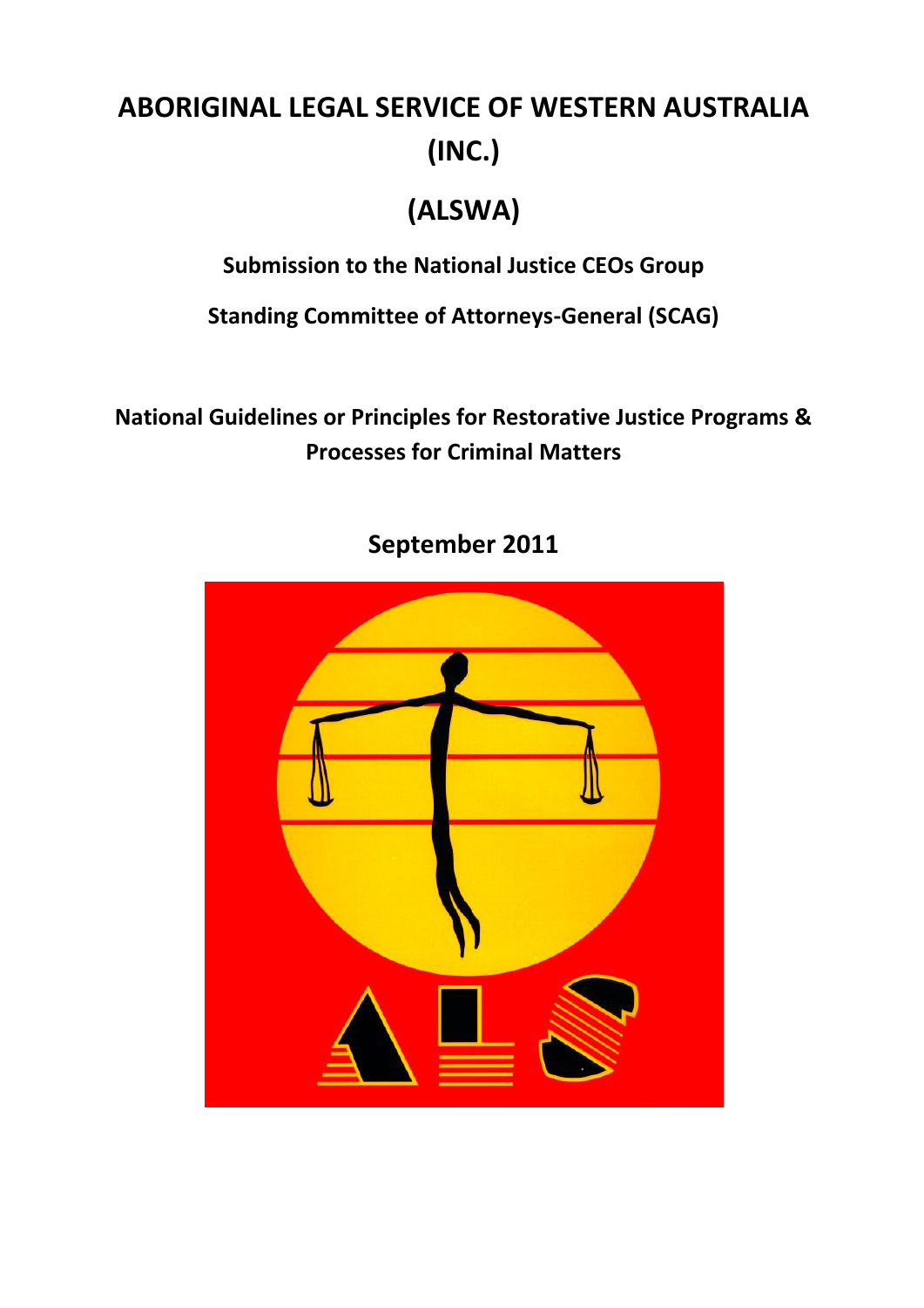# ABORIGINAL LEGAL SERVICE OF WESTERN AUSTRALIA (INC.)

# (ALSWA)

**Submission to the National Justice CEOs Group**

**Standing Committee of Attorneys-General (SCAG)**

## National Guidelines or Principles for Restorative Justice Programs & Processes for Criminal Matters

**September 2011**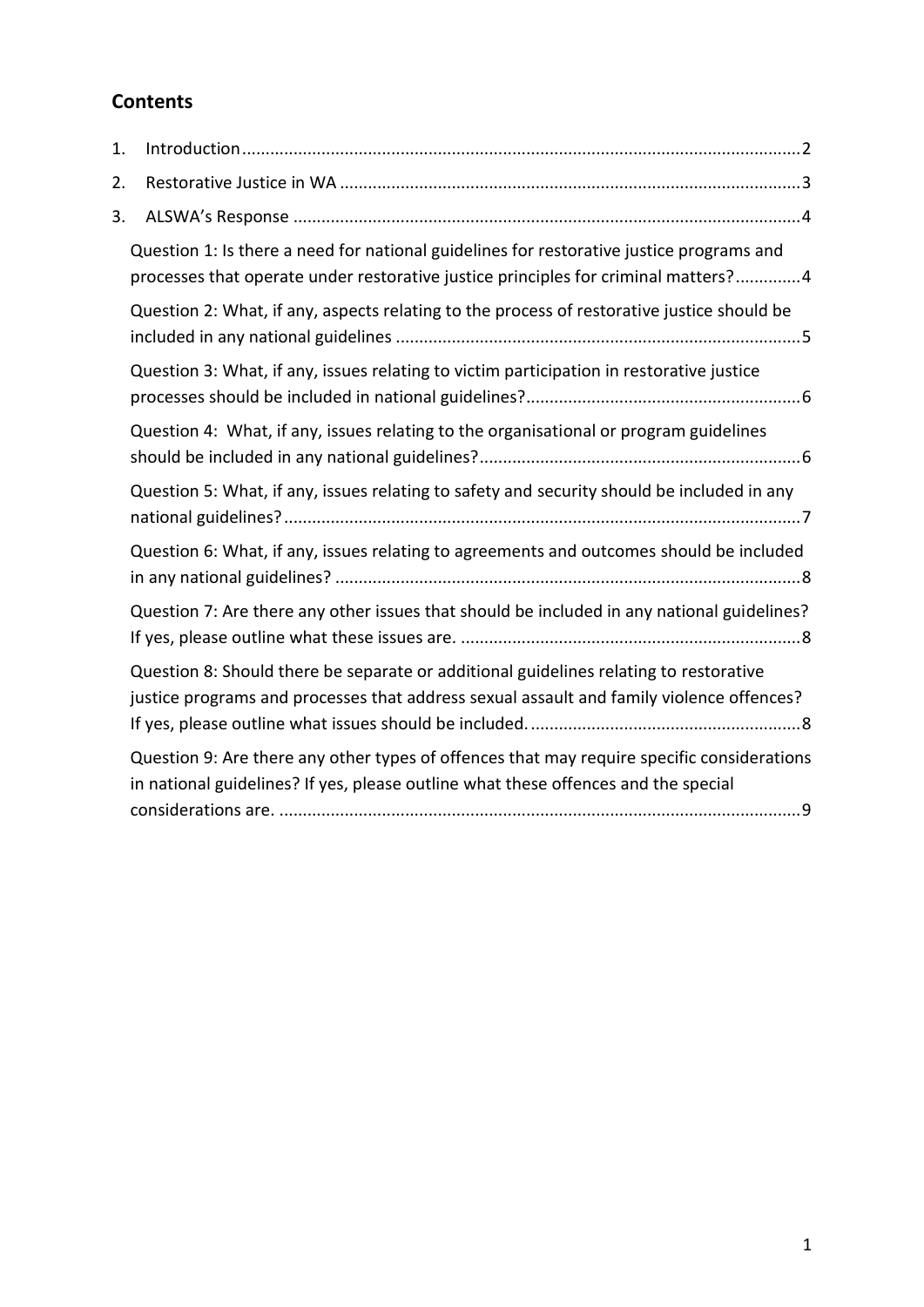## Contents

1. Introduction......................................................................................................................2
2. Restorative Justice in WA ..................................................................................................3
3. ALSWA's Response ............................................................................................................4

   Question 1: Is there a need for national guidelines for restorative justice programs and processes that operate under restorative justice principles for criminal matters?.............4

   Question 2: What, if any, aspects relating to the process of restorative justice should be included in any national guidelines ......................................................................................5

   Question 3: What, if any, issues relating to victim participation in restorative justice processes should be included in national guidelines?..........................................................6

   Question 4: What, if any, issues relating to the organisational or program guidelines should be included in any national guidelines?....................................................................6

   Question 5: What, if any, issues relating to safety and security should be included in any national guidelines?..............................................................................................................7

   Question 6: What, if any, issues relating to agreements and outcomes should be included in any national guidelines? ...................................................................................................8

   Question 7: Are there any other issues that should be included in any national guidelines? If yes, please outline what these issues are. ........................................................................8

   Question 8: Should there be separate or additional guidelines relating to restorative justice programs and processes that address sexual assault and family violence offences? If yes, please outline what issues should be included. ..........................................................8

   Question 9: Are there any other types of offences that may require specific considerations in national guidelines? If yes, please outline what these offences and the special considerations are. ................................................................................................................9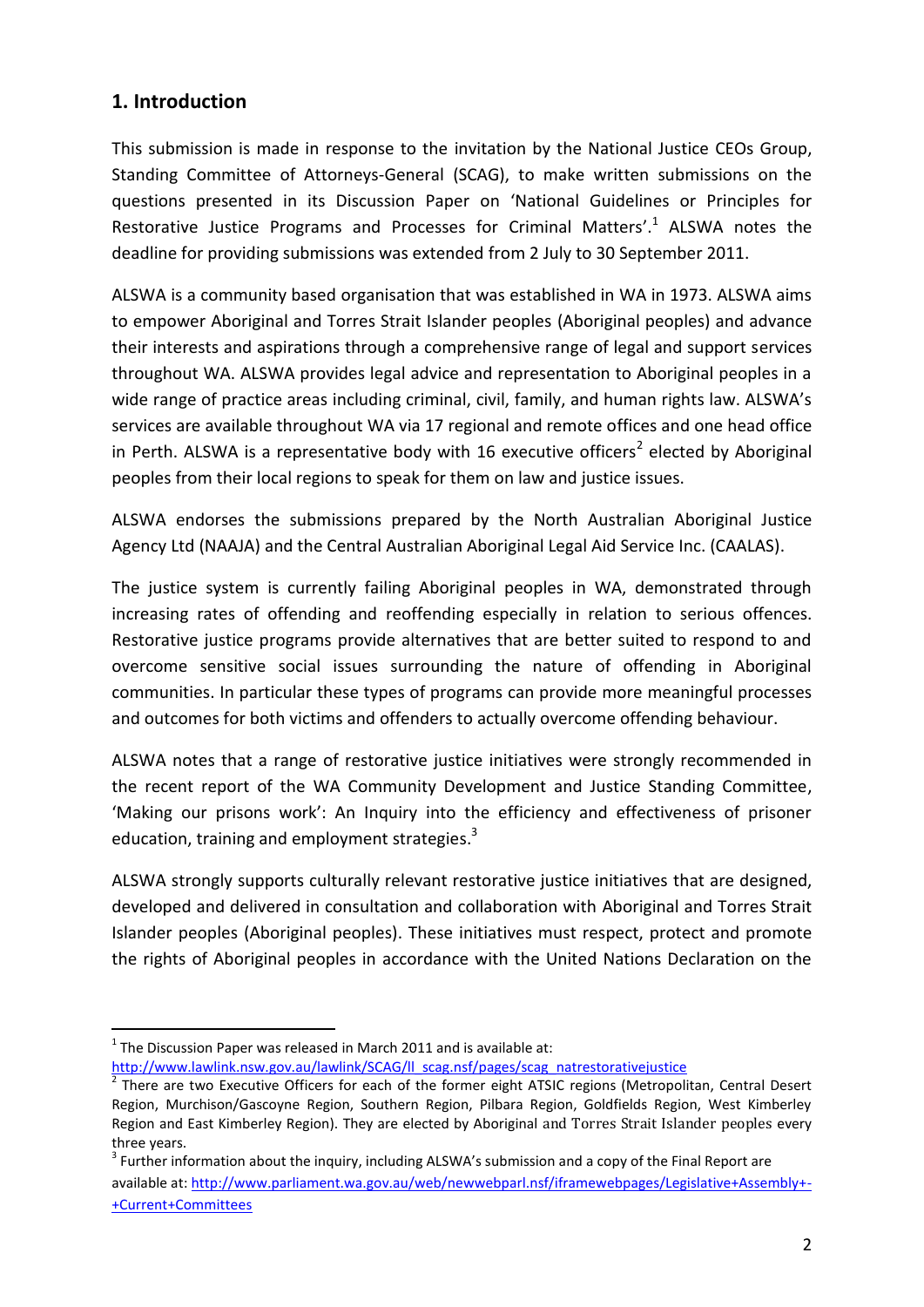## 1. Introduction

This submission is made in response to the invitation by the National Justice CEOs Group, Standing Committee of Attorneys-General (SCAG), to make written submissions on the questions presented in its Discussion Paper on 'National Guidelines or Principles for Restorative Justice Programs and Processes for Criminal Matters'.[1] ALSWA notes the deadline for providing submissions was extended from 2 July to 30 September 2011.

ALSWA is a community based organisation that was established in WA in 1973. ALSWA aims to empower Aboriginal and Torres Strait Islander peoples (Aboriginal peoples) and advance their interests and aspirations through a comprehensive range of legal and support services throughout WA. ALSWA provides legal advice and representation to Aboriginal peoples in a wide range of practice areas including criminal, civil, family, and human rights law. ALSWA's services are available throughout WA via 17 regional and remote offices and one head office in Perth. ALSWA is a representative body with 16 executive officers[2] elected by Aboriginal peoples from their local regions to speak for them on law and justice issues.

ALSWA endorses the submissions prepared by the North Australian Aboriginal Justice Agency Ltd (NAAJA) and the Central Australian Aboriginal Legal Aid Service Inc. (CAALAS).

The justice system is currently failing Aboriginal peoples in WA, demonstrated through increasing rates of offending and reoffending especially in relation to serious offences. Restorative justice programs provide alternatives that are better suited to respond to and overcome sensitive social issues surrounding the nature of offending in Aboriginal communities. In particular these types of programs can provide more meaningful processes and outcomes for both victims and offenders to actually overcome offending behaviour.

ALSWA notes that a range of restorative justice initiatives were strongly recommended in the recent report of the WA Community Development and Justice Standing Committee, 'Making our prisons work': An Inquiry into the efficiency and effectiveness of prisoner education, training and employment strategies.[3]

ALSWA strongly supports culturally relevant restorative justice initiatives that are designed, developed and delivered in consultation and collaboration with Aboriginal and Torres Strait Islander peoples (Aboriginal peoples). These initiatives must respect, protect and promote the rights of Aboriginal peoples in accordance with the United Nations Declaration on the

---

[1] The Discussion Paper was released in March 2011 and is available at: http://www.lawlink.nsw.gov.au/lawlink/SCAG/ll_scag.nsf/pages/scag_natrestorativejustice

[2] There are two Executive Officers for each of the former eight ATSIC regions (Metropolitan, Central Desert Region, Murchison/Gascoyne Region, Southern Region, Pilbara Region, Goldfields Region, West Kimberley Region and East Kimberley Region). They are elected by Aboriginal and Torres Strait Islander peoples every three years.

[3] Further information about the inquiry, including ALSWA's submission and a copy of the Final Report are available at: http://www.parliament.wa.gov.au/web/newwebparl.nsf/iframewebpages/Legislative+Assembly+-+Current+Committees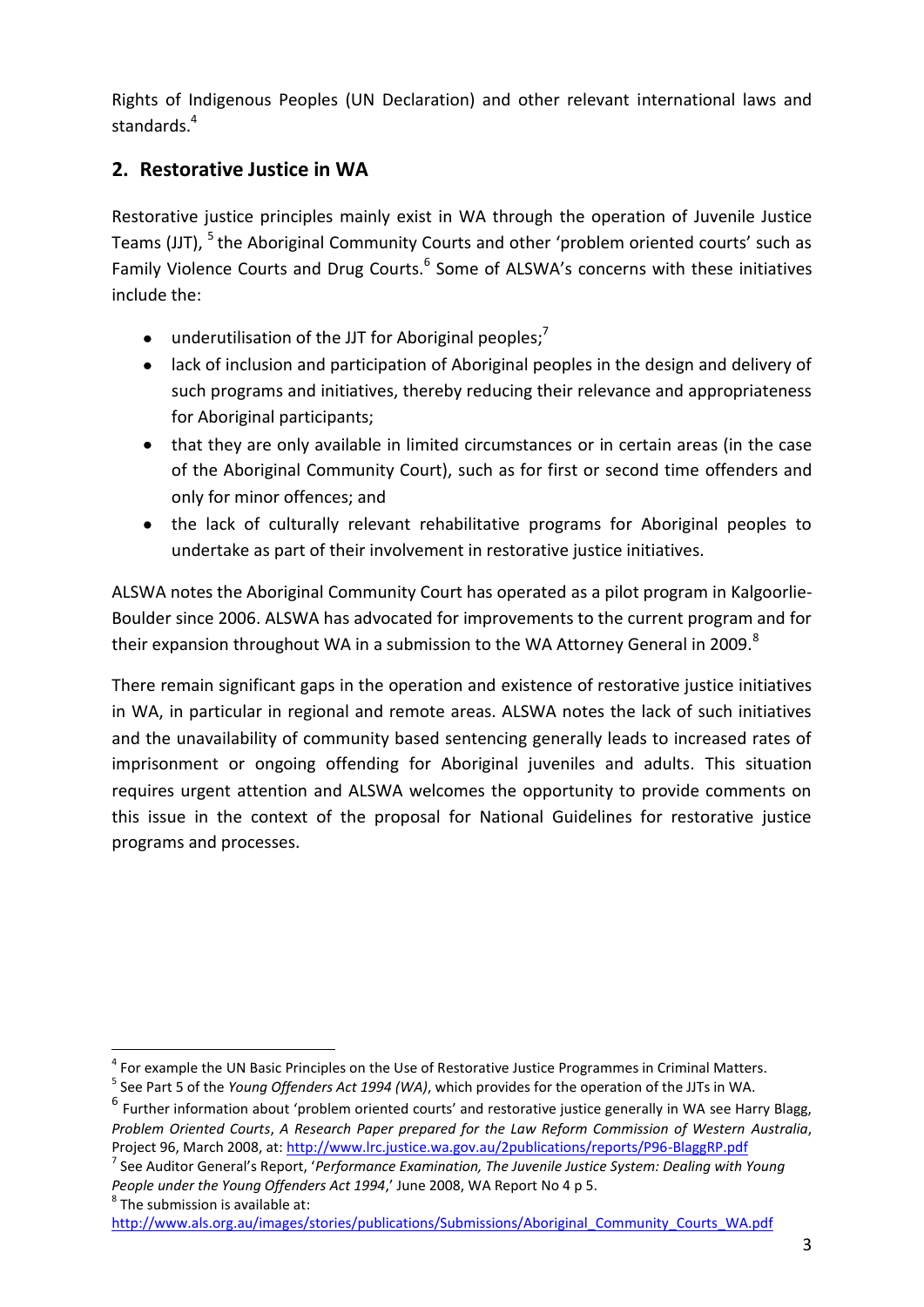Rights of Indigenous Peoples (UN Declaration) and other relevant international laws and standards.[4]

## 2. Restorative Justice in WA

Restorative justice principles mainly exist in WA through the operation of Juvenile Justice Teams (JJT), [5] the Aboriginal Community Courts and other 'problem oriented courts' such as Family Violence Courts and Drug Courts.[6] Some of ALSWA's concerns with these initiatives include the:

- underutilisation of the JJT for Aboriginal peoples;[7]
- lack of inclusion and participation of Aboriginal peoples in the design and delivery of such programs and initiatives, thereby reducing their relevance and appropriateness for Aboriginal participants;
- that they are only available in limited circumstances or in certain areas (in the case of the Aboriginal Community Court), such as for first or second time offenders and only for minor offences; and
- the lack of culturally relevant rehabilitative programs for Aboriginal peoples to undertake as part of their involvement in restorative justice initiatives.

ALSWA notes the Aboriginal Community Court has operated as a pilot program in Kalgoorlie-Boulder since 2006. ALSWA has advocated for improvements to the current program and for their expansion throughout WA in a submission to the WA Attorney General in 2009.[8]

There remain significant gaps in the operation and existence of restorative justice initiatives in WA, in particular in regional and remote areas. ALSWA notes the lack of such initiatives and the unavailability of community based sentencing generally leads to increased rates of imprisonment or ongoing offending for Aboriginal juveniles and adults. This situation requires urgent attention and ALSWA welcomes the opportunity to provide comments on this issue in the context of the proposal for National Guidelines for restorative justice programs and processes.

---

[4] For example the UN Basic Principles on the Use of Restorative Justice Programmes in Criminal Matters.

[5] See Part 5 of the *Young Offenders Act 1994 (WA)*, which provides for the operation of the JJTs in WA.

[6] Further information about 'problem oriented courts' and restorative justice generally in WA see Harry Blagg, *Problem Oriented Courts*, *A Research Paper prepared for the Law Reform Commission of Western Australia*, Project 96, March 2008, at: http://www.lrc.justice.wa.gov.au/2publications/reports/P96-BlaggRP.pdf

[7] See Auditor General's Report, '*Performance Examination, The Juvenile Justice System: Dealing with Young People under the Young Offenders Act 1994*,' June 2008, WA Report No 4 p 5.

[8] The submission is available at: http://www.als.org.au/images/stories/publications/Submissions/Aboriginal_Community_Courts_WA.pdf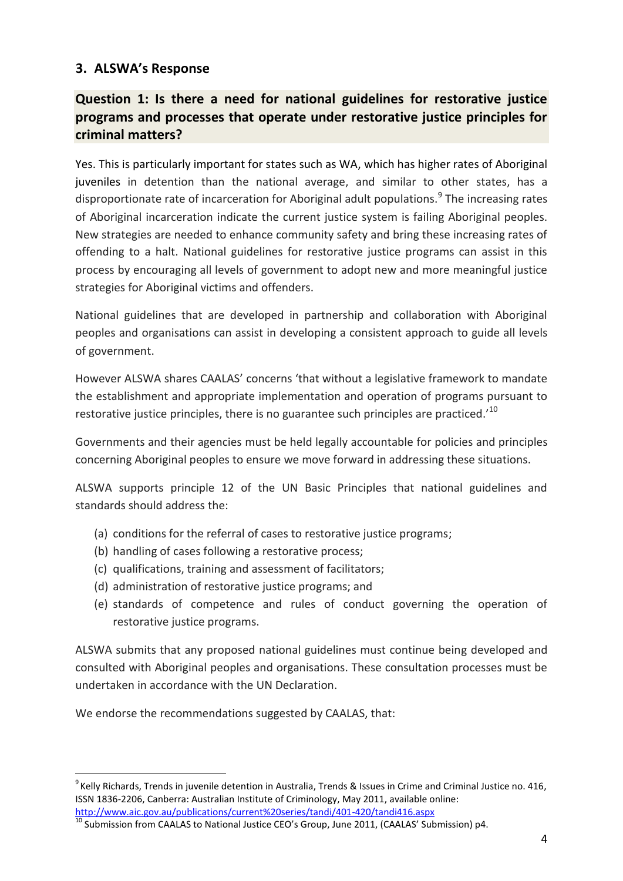## 3. ALSWA's Response

### Question 1: Is there a need for national guidelines for restorative justice programs and processes that operate under restorative justice principles for criminal matters?

Yes. This is particularly important for states such as WA, which has higher rates of Aboriginal juveniles in detention than the national average, and similar to other states, has a disproportionate rate of incarceration for Aboriginal adult populations.[9] The increasing rates of Aboriginal incarceration indicate the current justice system is failing Aboriginal peoples. New strategies are needed to enhance community safety and bring these increasing rates of offending to a halt. National guidelines for restorative justice programs can assist in this process by encouraging all levels of government to adopt new and more meaningful justice strategies for Aboriginal victims and offenders.

National guidelines that are developed in partnership and collaboration with Aboriginal peoples and organisations can assist in developing a consistent approach to guide all levels of government.

However ALSWA shares CAALAS' concerns 'that without a legislative framework to mandate the establishment and appropriate implementation and operation of programs pursuant to restorative justice principles, there is no guarantee such principles are practiced.'[10]

Governments and their agencies must be held legally accountable for policies and principles concerning Aboriginal peoples to ensure we move forward in addressing these situations.

ALSWA supports principle 12 of the UN Basic Principles that national guidelines and standards should address the:

(a) conditions for the referral of cases to restorative justice programs;
(b) handling of cases following a restorative process;
(c) qualifications, training and assessment of facilitators;
(d) administration of restorative justice programs; and
(e) standards of competence and rules of conduct governing the operation of restorative justice programs.

ALSWA submits that any proposed national guidelines must continue being developed and consulted with Aboriginal peoples and organisations. These consultation processes must be undertaken in accordance with the UN Declaration.

We endorse the recommendations suggested by CAALAS, that:

---

[9] Kelly Richards, Trends in juvenile detention in Australia, Trends & Issues in Crime and Criminal Justice no. 416, ISSN 1836-2206, Canberra: Australian Institute of Criminology, May 2011, available online: http://www.aic.gov.au/publications/current%20series/tandi/401-420/tandi416.aspx

[10] Submission from CAALAS to National Justice CEO's Group, June 2011, (CAALAS' Submission) p4.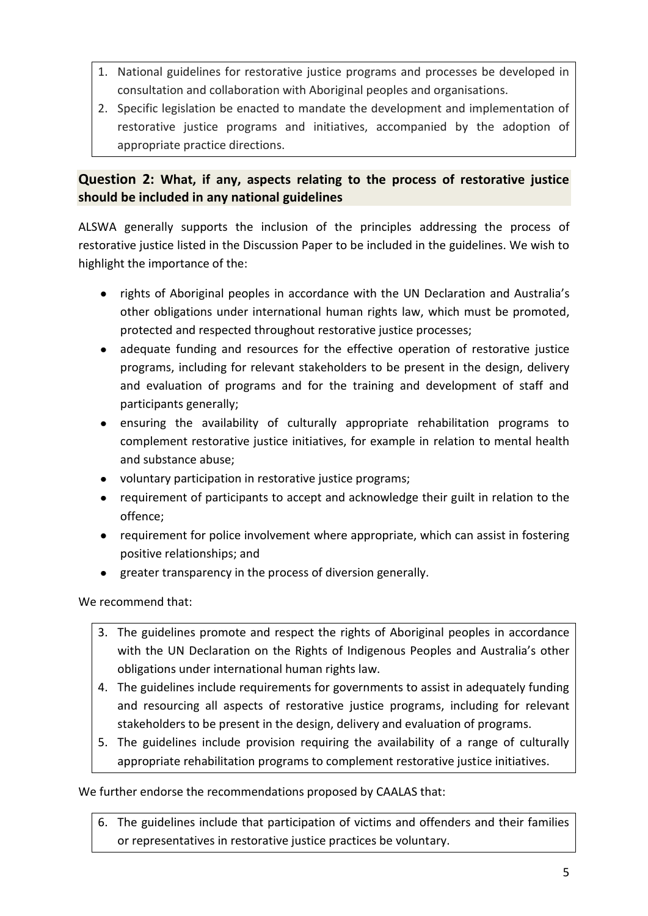1. National guidelines for restorative justice programs and processes be developed in consultation and collaboration with Aboriginal peoples and organisations.
2. Specific legislation be enacted to mandate the development and implementation of restorative justice programs and initiatives, accompanied by the adoption of appropriate practice directions.

## Question 2: What, if any, aspects relating to the process of restorative justice should be included in any national guidelines

ALSWA generally supports the inclusion of the principles addressing the process of restorative justice listed in the Discussion Paper to be included in the guidelines. We wish to highlight the importance of the:

- rights of Aboriginal peoples in accordance with the UN Declaration and Australia's other obligations under international human rights law, which must be promoted, protected and respected throughout restorative justice processes;
- adequate funding and resources for the effective operation of restorative justice programs, including for relevant stakeholders to be present in the design, delivery and evaluation of programs and for the training and development of staff and participants generally;
- ensuring the availability of culturally appropriate rehabilitation programs to complement restorative justice initiatives, for example in relation to mental health and substance abuse;
- voluntary participation in restorative justice programs;
- requirement of participants to accept and acknowledge their guilt in relation to the offence;
- requirement for police involvement where appropriate, which can assist in fostering positive relationships; and
- greater transparency in the process of diversion generally.

We recommend that:

3. The guidelines promote and respect the rights of Aboriginal peoples in accordance with the UN Declaration on the Rights of Indigenous Peoples and Australia's other obligations under international human rights law.
4. The guidelines include requirements for governments to assist in adequately funding and resourcing all aspects of restorative justice programs, including for relevant stakeholders to be present in the design, delivery and evaluation of programs.
5. The guidelines include provision requiring the availability of a range of culturally appropriate rehabilitation programs to complement restorative justice initiatives.

We further endorse the recommendations proposed by CAALAS that:

6. The guidelines include that participation of victims and offenders and their families or representatives in restorative justice practices be voluntary.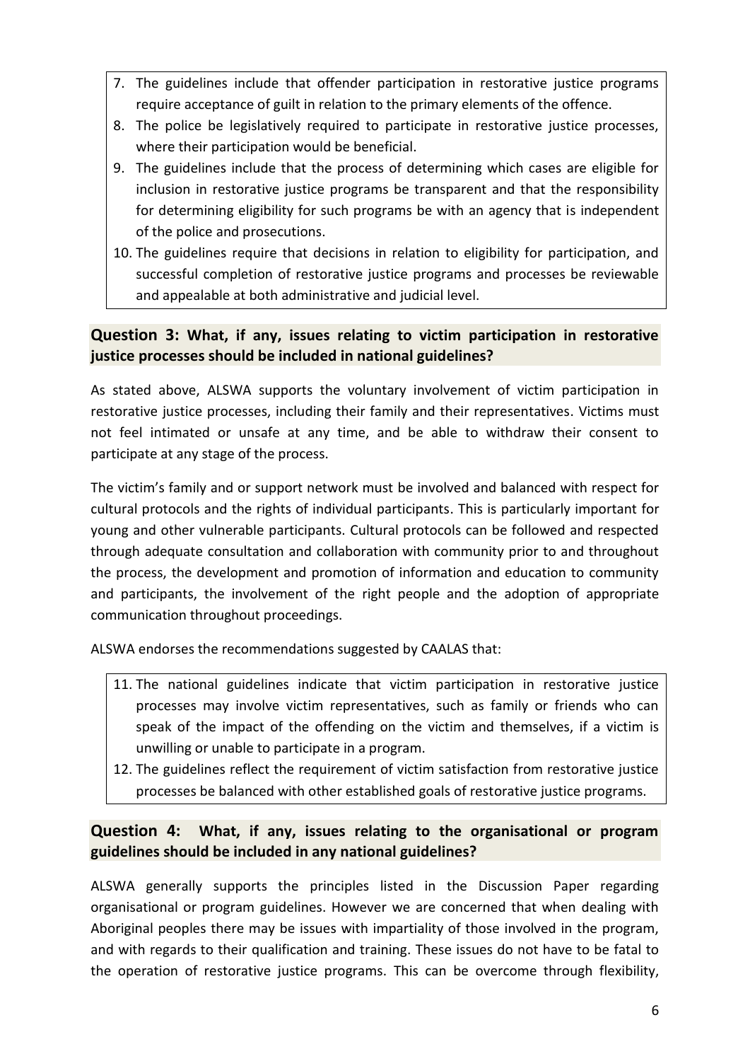7. The guidelines include that offender participation in restorative justice programs require acceptance of guilt in relation to the primary elements of the offence.
8. The police be legislatively required to participate in restorative justice processes, where their participation would be beneficial.
9. The guidelines include that the process of determining which cases are eligible for inclusion in restorative justice programs be transparent and that the responsibility for determining eligibility for such programs be with an agency that is independent of the police and prosecutions.
10. The guidelines require that decisions in relation to eligibility for participation, and successful completion of restorative justice programs and processes be reviewable and appealable at both administrative and judicial level.

## Question 3: What, if any, issues relating to victim participation in restorative justice processes should be included in national guidelines?

As stated above, ALSWA supports the voluntary involvement of victim participation in restorative justice processes, including their family and their representatives. Victims must not feel intimated or unsafe at any time, and be able to withdraw their consent to participate at any stage of the process.

The victim's family and or support network must be involved and balanced with respect for cultural protocols and the rights of individual participants. This is particularly important for young and other vulnerable participants. Cultural protocols can be followed and respected through adequate consultation and collaboration with community prior to and throughout the process, the development and promotion of information and education to community and participants, the involvement of the right people and the adoption of appropriate communication throughout proceedings.

ALSWA endorses the recommendations suggested by CAALAS that:

11. The national guidelines indicate that victim participation in restorative justice processes may involve victim representatives, such as family or friends who can speak of the impact of the offending on the victim and themselves, if a victim is unwilling or unable to participate in a program.
12. The guidelines reflect the requirement of victim satisfaction from restorative justice processes be balanced with other established goals of restorative justice programs.

## Question 4: What, if any, issues relating to the organisational or program guidelines should be included in any national guidelines?

ALSWA generally supports the principles listed in the Discussion Paper regarding organisational or program guidelines. However we are concerned that when dealing with Aboriginal peoples there may be issues with impartiality of those involved in the program, and with regards to their qualification and training. These issues do not have to be fatal to the operation of restorative justice programs. This can be overcome through flexibility,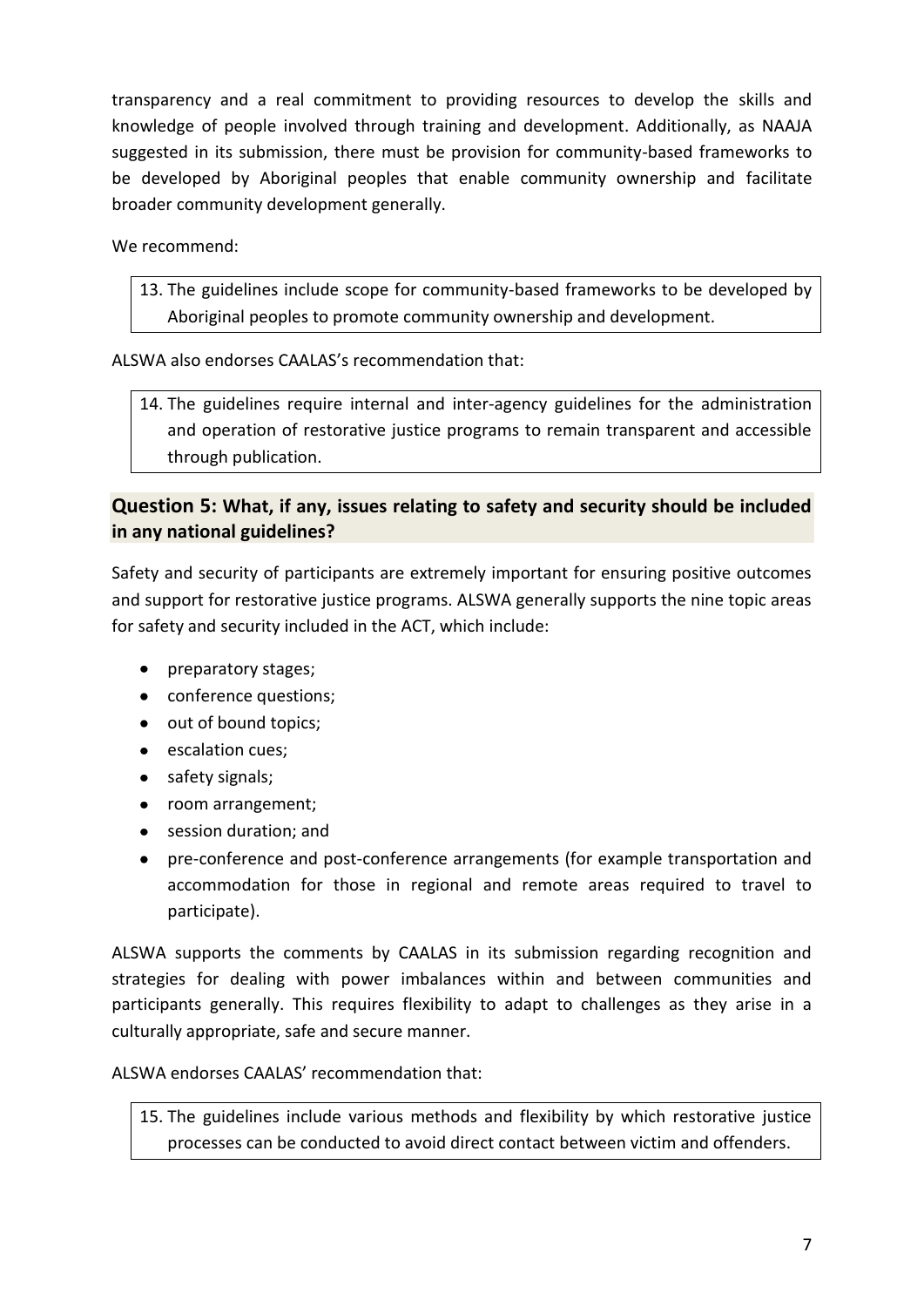transparency and a real commitment to providing resources to develop the skills and knowledge of people involved through training and development. Additionally, as NAAJA suggested in its submission, there must be provision for community-based frameworks to be developed by Aboriginal peoples that enable community ownership and facilitate broader community development generally.

We recommend:

> 13. The guidelines include scope for community-based frameworks to be developed by Aboriginal peoples to promote community ownership and development.

ALSWA also endorses CAALAS's recommendation that:

> 14. The guidelines require internal and inter-agency guidelines for the administration and operation of restorative justice programs to remain transparent and accessible through publication.

## Question 5: What, if any, issues relating to safety and security should be included in any national guidelines?

Safety and security of participants are extremely important for ensuring positive outcomes and support for restorative justice programs. ALSWA generally supports the nine topic areas for safety and security included in the ACT, which include:

- preparatory stages;
- conference questions;
- out of bound topics;
- escalation cues;
- safety signals;
- room arrangement;
- session duration; and
- pre-conference and post-conference arrangements (for example transportation and accommodation for those in regional and remote areas required to travel to participate).

ALSWA supports the comments by CAALAS in its submission regarding recognition and strategies for dealing with power imbalances within and between communities and participants generally. This requires flexibility to adapt to challenges as they arise in a culturally appropriate, safe and secure manner.

ALSWA endorses CAALAS' recommendation that:

> 15. The guidelines include various methods and flexibility by which restorative justice processes can be conducted to avoid direct contact between victim and offenders.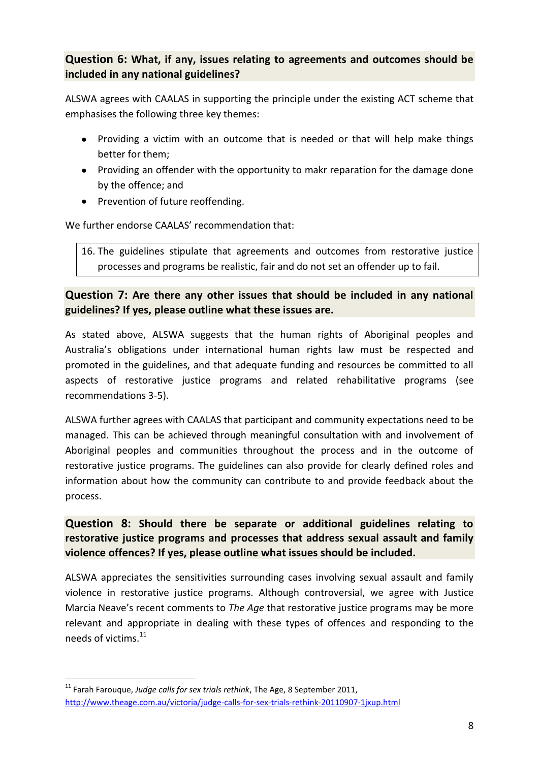**Question 6: What, if any, issues relating to agreements and outcomes should be included in any national guidelines?**

ALSWA agrees with CAALAS in supporting the principle under the existing ACT scheme that emphasises the following three key themes:

- Providing a victim with an outcome that is needed or that will help make things better for them;
- Providing an offender with the opportunity to makr reparation for the damage done by the offence; and
- Prevention of future reoffending.

We further endorse CAALAS' recommendation that:

> 16. The guidelines stipulate that agreements and outcomes from restorative justice processes and programs be realistic, fair and do not set an offender up to fail.

**Question 7: Are there any other issues that should be included in any national guidelines? If yes, please outline what these issues are.**

As stated above, ALSWA suggests that the human rights of Aboriginal peoples and Australia's obligations under international human rights law must be respected and promoted in the guidelines, and that adequate funding and resources be committed to all aspects of restorative justice programs and related rehabilitative programs (see recommendations 3-5).

ALSWA further agrees with CAALAS that participant and community expectations need to be managed. This can be achieved through meaningful consultation with and involvement of Aboriginal peoples and communities throughout the process and in the outcome of restorative justice programs. The guidelines can also provide for clearly defined roles and information about how the community can contribute to and provide feedback about the process.

**Question 8: Should there be separate or additional guidelines relating to restorative justice programs and processes that address sexual assault and family violence offences? If yes, please outline what issues should be included.**

ALSWA appreciates the sensitivities surrounding cases involving sexual assault and family violence in restorative justice programs. Although controversial, we agree with Justice Marcia Neave's recent comments to *The Age* that restorative justice programs may be more relevant and appropriate in dealing with these types of offences and responding to the needs of victims.[11]

---

[11] Farah Farouque, *Judge calls for sex trials rethink*, The Age, 8 September 2011, http://www.theage.com.au/victoria/judge-calls-for-sex-trials-rethink-20110907-1jxup.html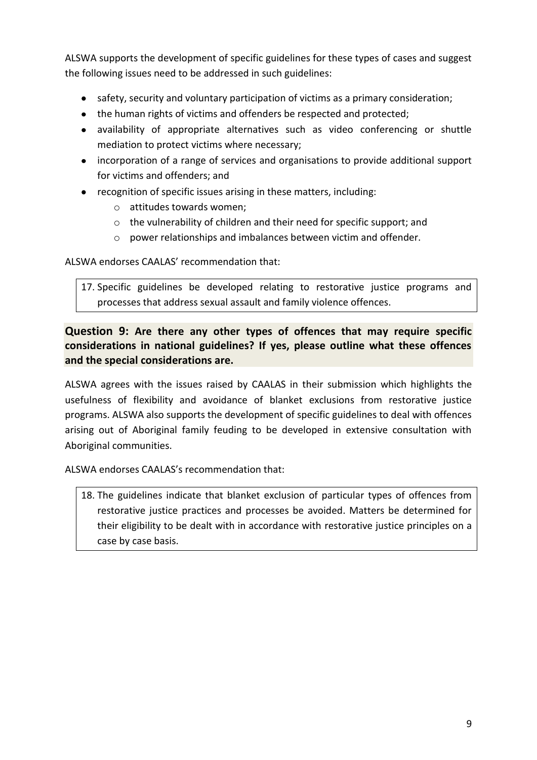ALSWA supports the development of specific guidelines for these types of cases and suggest the following issues need to be addressed in such guidelines:

- safety, security and voluntary participation of victims as a primary consideration;
- the human rights of victims and offenders be respected and protected;
- availability of appropriate alternatives such as video conferencing or shuttle mediation to protect victims where necessary;
- incorporation of a range of services and organisations to provide additional support for victims and offenders; and
- recognition of specific issues arising in these matters, including:
  - attitudes towards women;
  - the vulnerability of children and their need for specific support; and
  - power relationships and imbalances between victim and offender.

ALSWA endorses CAALAS' recommendation that:

> 17. Specific guidelines be developed relating to restorative justice programs and processes that address sexual assault and family violence offences.

### Question 9: Are there any other types of offences that may require specific considerations in national guidelines? If yes, please outline what these offences and the special considerations are.

ALSWA agrees with the issues raised by CAALAS in their submission which highlights the usefulness of flexibility and avoidance of blanket exclusions from restorative justice programs. ALSWA also supports the development of specific guidelines to deal with offences arising out of Aboriginal family feuding to be developed in extensive consultation with Aboriginal communities.

ALSWA endorses CAALAS's recommendation that:

> 18. The guidelines indicate that blanket exclusion of particular types of offences from restorative justice practices and processes be avoided. Matters be determined for their eligibility to be dealt with in accordance with restorative justice principles on a case by case basis.